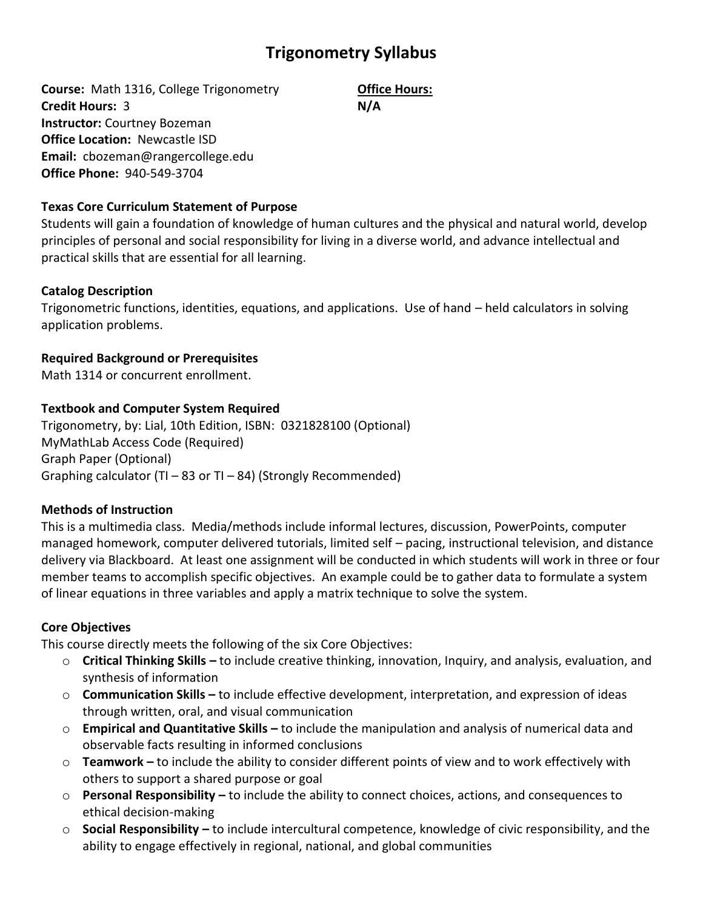# Trigonometry Syllabus

**Course:** Math 1316, College Trigonometry
**Credit Hours:** 3
**Instructor:** Courtney Bozeman
**Office Location:** Newcastle ISD
**Email:** cbozeman@rangercollege.edu
**Office Phone:** 940-549-3704

**Office Hours:**
**N/A**

**Texas Core Curriculum Statement of Purpose**
Students will gain a foundation of knowledge of human cultures and the physical and natural world, develop principles of personal and social responsibility for living in a diverse world, and advance intellectual and practical skills that are essential for all learning.

**Catalog Description**
Trigonometric functions, identities, equations, and applications. Use of hand – held calculators in solving application problems.

**Required Background or Prerequisites**
Math 1314 or concurrent enrollment.

**Textbook and Computer System Required**
Trigonometry, by: Lial, 10th Edition, ISBN: 0321828100 (Optional)
MyMathLab Access Code (Required)
Graph Paper (Optional)
Graphing calculator (TI – 83 or TI – 84) (Strongly Recommended)

**Methods of Instruction**
This is a multimedia class. Media/methods include informal lectures, discussion, PowerPoints, computer managed homework, computer delivered tutorials, limited self – pacing, instructional television, and distance delivery via Blackboard. At least one assignment will be conducted in which students will work in three or four member teams to accomplish specific objectives. An example could be to gather data to formulate a system of linear equations in three variables and apply a matrix technique to solve the system.

**Core Objectives**
This course directly meets the following of the six Core Objectives:

- **Critical Thinking Skills –** to include creative thinking, innovation, Inquiry, and analysis, evaluation, and synthesis of information
- **Communication Skills –** to include effective development, interpretation, and expression of ideas through written, oral, and visual communication
- **Empirical and Quantitative Skills –** to include the manipulation and analysis of numerical data and observable facts resulting in informed conclusions
- **Teamwork –** to include the ability to consider different points of view and to work effectively with others to support a shared purpose or goal
- **Personal Responsibility –** to include the ability to connect choices, actions, and consequences to ethical decision-making
- **Social Responsibility –** to include intercultural competence, knowledge of civic responsibility, and the ability to engage effectively in regional, national, and global communities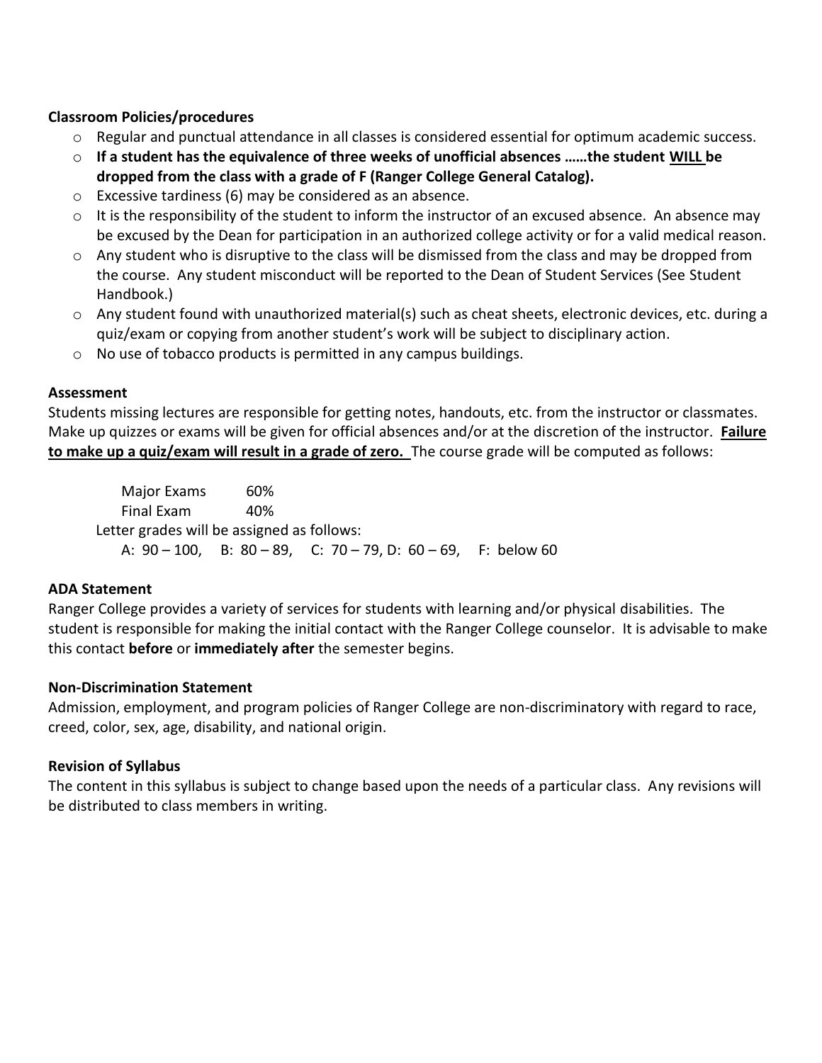**Classroom Policies/procedures**

- Regular and punctual attendance in all classes is considered essential for optimum academic success.
- **If a student has the equivalence of three weeks of unofficial absences ……the student <u>WILL</u> be dropped from the class with a grade of F (Ranger College General Catalog).**
- Excessive tardiness (6) may be considered as an absence.
- It is the responsibility of the student to inform the instructor of an excused absence. An absence may be excused by the Dean for participation in an authorized college activity or for a valid medical reason.
- Any student who is disruptive to the class will be dismissed from the class and may be dropped from the course. Any student misconduct will be reported to the Dean of Student Services (See Student Handbook.)
- Any student found with unauthorized material(s) such as cheat sheets, electronic devices, etc. during a quiz/exam or copying from another student's work will be subject to disciplinary action.
- No use of tobacco products is permitted in any campus buildings.

**Assessment**

Students missing lectures are responsible for getting notes, handouts, etc. from the instructor or classmates. Make up quizzes or exams will be given for official absences and/or at the discretion of the instructor. **<u>Failure to make up a quiz/exam will result in a grade of zero.</u>** The course grade will be computed as follows:

| | |
|---|---|
| Major Exams | 60% |
| Final Exam | 40% |

Letter grades will be assigned as follows:

A: 90 – 100, B: 80 – 89, C: 70 – 79, D: 60 – 69, F: below 60

**ADA Statement**

Ranger College provides a variety of services for students with learning and/or physical disabilities. The student is responsible for making the initial contact with the Ranger College counselor. It is advisable to make this contact **before** or **immediately after** the semester begins.

**Non-Discrimination Statement**

Admission, employment, and program policies of Ranger College are non-discriminatory with regard to race, creed, color, sex, age, disability, and national origin.

**Revision of Syllabus**

The content in this syllabus is subject to change based upon the needs of a particular class. Any revisions will be distributed to class members in writing.